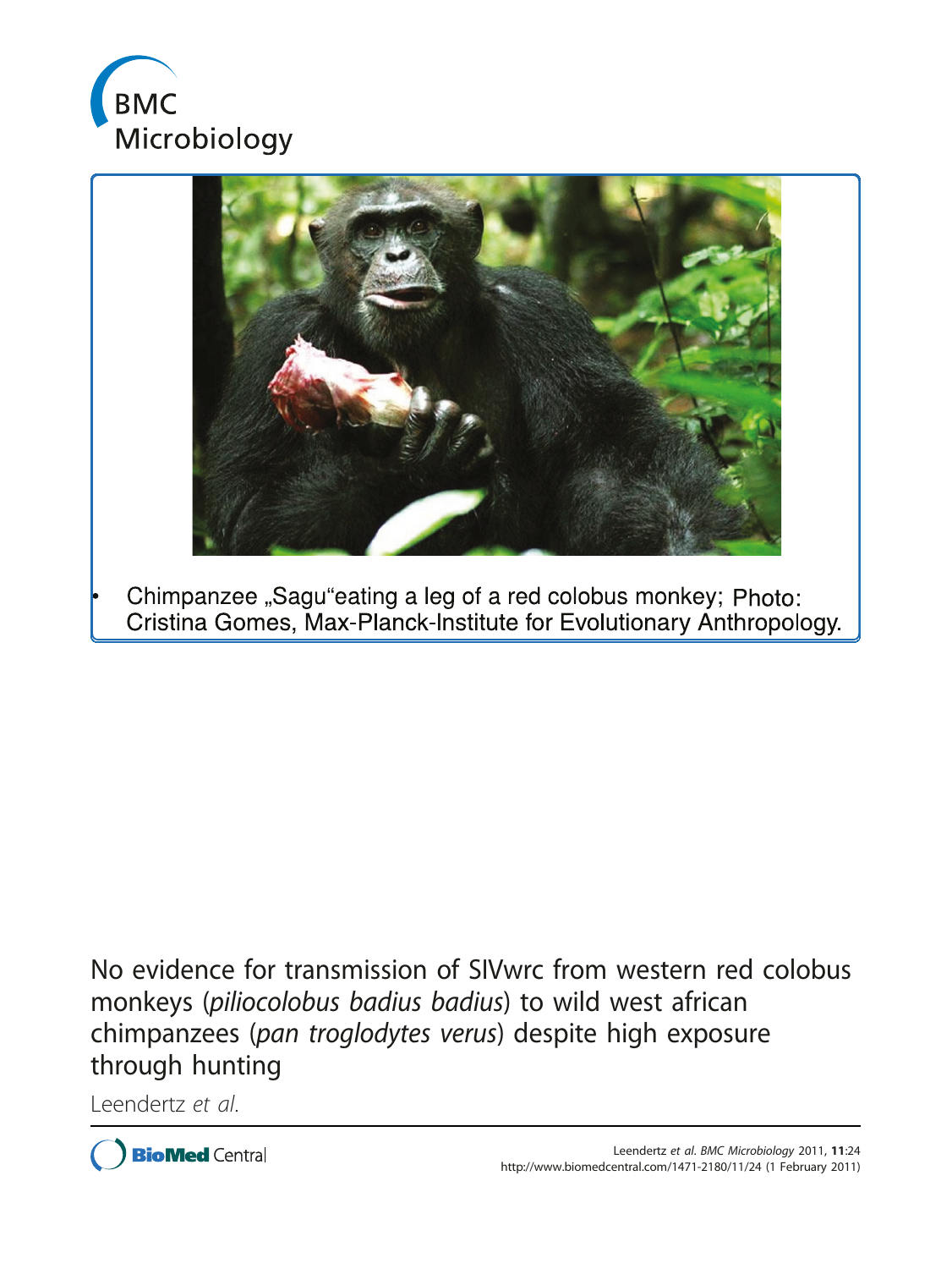BMC Microbiology

• Chimpanzee „Sagu“eating a leg of a red colobus monkey; Photo: Cristina Gomes, Max-Planck-Institute for Evolutionary Anthropology.

# No evidence for transmission of SIVwrc from western red colobus monkeys (*piliocolobus badius badius*) to wild west african chimpanzees (*pan troglodytes verus*) despite high exposure through hunting

Leendertz *et al.*

Leendertz *et al. BMC Microbiology* 2011, **11**:24
http://www.biomedcentral.com/1471-2180/11/24 (1 February 2011)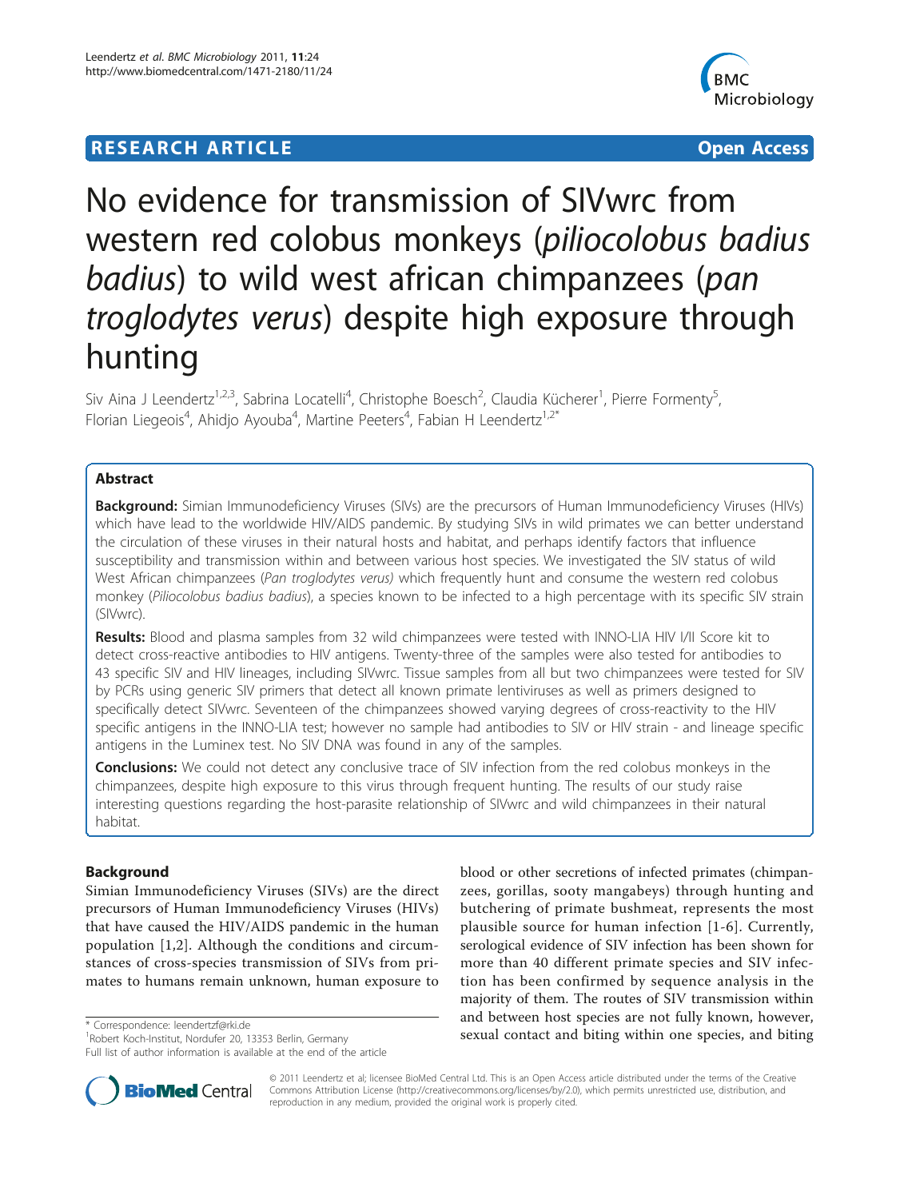# No evidence for transmission of SIVwrc from western red colobus monkeys (*piliocolobus badius badius*) to wild west african chimpanzees (*pan troglodytes verus*) despite high exposure through hunting

Siv Aina J Leendertz[1,2,3], Sabrina Locatelli[4], Christophe Boesch[2], Claudia Kücherer[1], Pierre Formenty[5], Florian Liegeois[4], Ahidjo Ayouba[4], Martine Peeters[4], Fabian H Leendertz[1,2*]

## Abstract

**Background:** Simian Immunodeficiency Viruses (SIVs) are the precursors of Human Immunodeficiency Viruses (HIVs) which have lead to the worldwide HIV/AIDS pandemic. By studying SIVs in wild primates we can better understand the circulation of these viruses in their natural hosts and habitat, and perhaps identify factors that influence susceptibility and transmission within and between various host species. We investigated the SIV status of wild West African chimpanzees (*Pan troglodytes verus)* which frequently hunt and consume the western red colobus monkey (*Piliocolobus badius badius*), a species known to be infected to a high percentage with its specific SIV strain (SIVwrc).

**Results:** Blood and plasma samples from 32 wild chimpanzees were tested with INNO-LIA HIV I/II Score kit to detect cross-reactive antibodies to HIV antigens. Twenty-three of the samples were also tested for antibodies to 43 specific SIV and HIV lineages, including SIVwrc. Tissue samples from all but two chimpanzees were tested for SIV by PCRs using generic SIV primers that detect all known primate lentiviruses as well as primers designed to specifically detect SIVwrc. Seventeen of the chimpanzees showed varying degrees of cross-reactivity to the HIV specific antigens in the INNO-LIA test; however no sample had antibodies to SIV or HIV strain - and lineage specific antigens in the Luminex test. No SIV DNA was found in any of the samples.

**Conclusions:** We could not detect any conclusive trace of SIV infection from the red colobus monkeys in the chimpanzees, despite high exposure to this virus through frequent hunting. The results of our study raise interesting questions regarding the host-parasite relationship of SIVwrc and wild chimpanzees in their natural habitat.

## Background

Simian Immunodeficiency Viruses (SIVs) are the direct precursors of Human Immunodeficiency Viruses (HIVs) that have caused the HIV/AIDS pandemic in the human population [1,2]. Although the conditions and circumstances of cross-species transmission of SIVs from primates to humans remain unknown, human exposure to blood or other secretions of infected primates (chimpanzees, gorillas, sooty mangabeys) through hunting and butchering of primate bushmeat, represents the most plausible source for human infection [1-6]. Currently, serological evidence of SIV infection has been shown for more than 40 different primate species and SIV infection has been confirmed by sequence analysis in the majority of them. The routes of SIV transmission within and between host species are not fully known, however, sexual contact and biting within one species, and biting

\* Correspondence: leendertzf@rki.de
[1]Robert Koch-Institut, Nordufer 20, 13353 Berlin, Germany
Full list of author information is available at the end of the article

© 2011 Leendertz et al; licensee BioMed Central Ltd. This is an Open Access article distributed under the terms of the Creative Commons Attribution License (http://creativecommons.org/licenses/by/2.0), which permits unrestricted use, distribution, and reproduction in any medium, provided the original work is properly cited.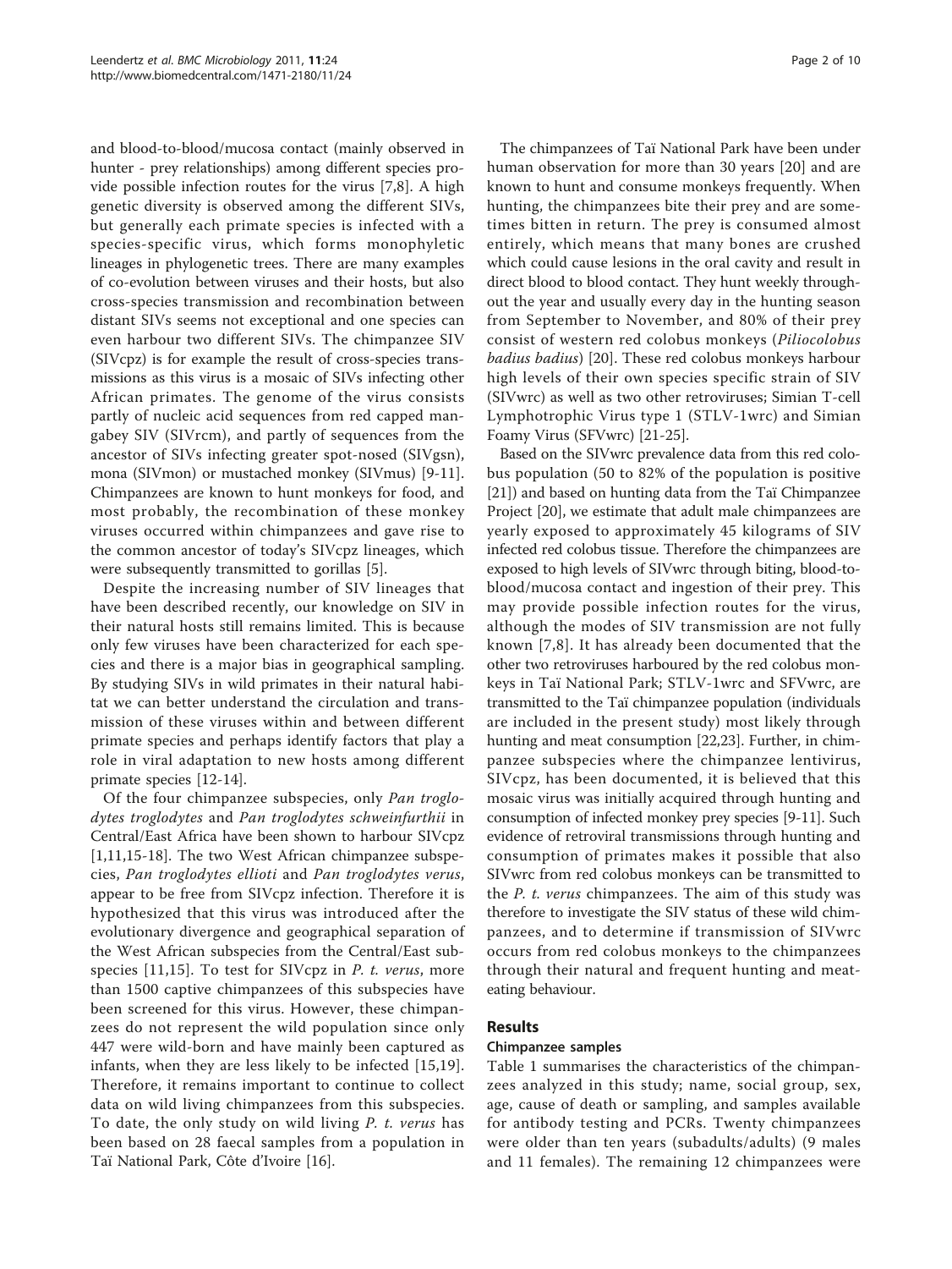and blood-to-blood/mucosa contact (mainly observed in hunter - prey relationships) among different species provide possible infection routes for the virus [7,8]. A high genetic diversity is observed among the different SIVs, but generally each primate species is infected with a species-specific virus, which forms monophyletic lineages in phylogenetic trees. There are many examples of co-evolution between viruses and their hosts, but also cross-species transmission and recombination between distant SIVs seems not exceptional and one species can even harbour two different SIVs. The chimpanzee SIV (SIVcpz) is for example the result of cross-species transmissions as this virus is a mosaic of SIVs infecting other African primates. The genome of the virus consists partly of nucleic acid sequences from red capped mangabey SIV (SIVrcm), and partly of sequences from the ancestor of SIVs infecting greater spot-nosed (SIVgsn), mona (SIVmon) or mustached monkey (SIVmus) [9-11]. Chimpanzees are known to hunt monkeys for food, and most probably, the recombination of these monkey viruses occurred within chimpanzees and gave rise to the common ancestor of today's SIVcpz lineages, which were subsequently transmitted to gorillas [5].

Despite the increasing number of SIV lineages that have been described recently, our knowledge on SIV in their natural hosts still remains limited. This is because only few viruses have been characterized for each species and there is a major bias in geographical sampling. By studying SIVs in wild primates in their natural habitat we can better understand the circulation and transmission of these viruses within and between different primate species and perhaps identify factors that play a role in viral adaptation to new hosts among different primate species [12-14].

Of the four chimpanzee subspecies, only *Pan troglodytes troglodytes* and *Pan troglodytes schweinfurthii* in Central/East Africa have been shown to harbour SIVcpz [1,11,15-18]. The two West African chimpanzee subspecies, *Pan troglodytes ellioti* and *Pan troglodytes verus*, appear to be free from SIVcpz infection. Therefore it is hypothesized that this virus was introduced after the evolutionary divergence and geographical separation of the West African subspecies from the Central/East subspecies [11,15]. To test for SIVcpz in *P. t. verus*, more than 1500 captive chimpanzees of this subspecies have been screened for this virus. However, these chimpanzees do not represent the wild population since only 447 were wild-born and have mainly been captured as infants, when they are less likely to be infected [15,19]. Therefore, it remains important to continue to collect data on wild living chimpanzees from this subspecies. To date, the only study on wild living *P. t. verus* has been based on 28 faecal samples from a population in Taï National Park, Côte d'Ivoire [16].

The chimpanzees of Taï National Park have been under human observation for more than 30 years [20] and are known to hunt and consume monkeys frequently. When hunting, the chimpanzees bite their prey and are sometimes bitten in return. The prey is consumed almost entirely, which means that many bones are crushed which could cause lesions in the oral cavity and result in direct blood to blood contact. They hunt weekly throughout the year and usually every day in the hunting season from September to November, and 80% of their prey consist of western red colobus monkeys (*Piliocolobus badius badius*) [20]. These red colobus monkeys harbour high levels of their own species specific strain of SIV (SIVwrc) as well as two other retroviruses; Simian T-cell Lymphotrophic Virus type 1 (STLV-1wrc) and Simian Foamy Virus (SFVwrc) [21-25].

Based on the SIVwrc prevalence data from this red colobus population (50 to 82% of the population is positive [21]) and based on hunting data from the Taï Chimpanzee Project [20], we estimate that adult male chimpanzees are yearly exposed to approximately 45 kilograms of SIV infected red colobus tissue. Therefore the chimpanzees are exposed to high levels of SIVwrc through biting, blood-to-blood/mucosa contact and ingestion of their prey. This may provide possible infection routes for the virus, although the modes of SIV transmission are not fully known [7,8]. It has already been documented that the other two retroviruses harboured by the red colobus monkeys in Taï National Park; STLV-1wrc and SFVwrc, are transmitted to the Taï chimpanzee population (individuals are included in the present study) most likely through hunting and meat consumption [22,23]. Further, in chimpanzee subspecies where the chimpanzee lentivirus, SIVcpz, has been documented, it is believed that this mosaic virus was initially acquired through hunting and consumption of infected monkey prey species [9-11]. Such evidence of retroviral transmissions through hunting and consumption of primates makes it possible that also SIVwrc from red colobus monkeys can be transmitted to the *P. t. verus* chimpanzees. The aim of this study was therefore to investigate the SIV status of these wild chimpanzees, and to determine if transmission of SIVwrc occurs from red colobus monkeys to the chimpanzees through their natural and frequent hunting and meat-eating behaviour.

## Results

### Chimpanzee samples

Table 1 summarises the characteristics of the chimpanzees analyzed in this study; name, social group, sex, age, cause of death or sampling, and samples available for antibody testing and PCRs. Twenty chimpanzees were older than ten years (subadults/adults) (9 males and 11 females). The remaining 12 chimpanzees were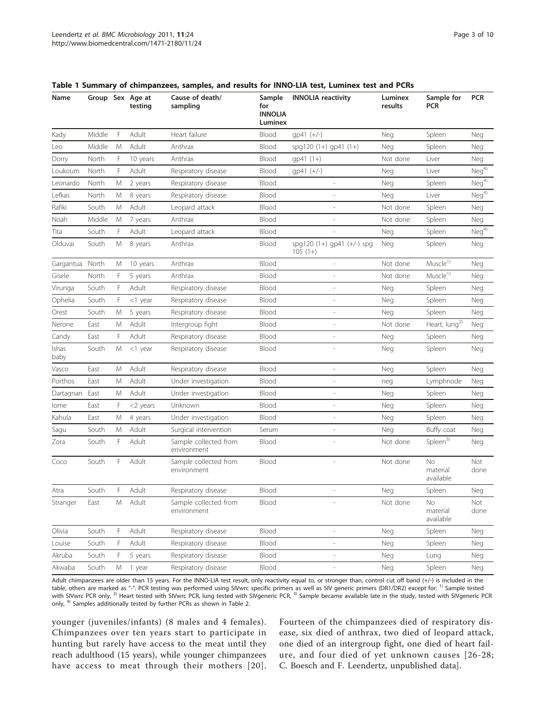**Table 1 Summary of chimpanzees, samples, and results for INNO-LIA test, Luminex test and PCRs**

| Name | Group | Sex | Age at testing | Cause of death/ sampling | Sample for INNOLIA Luminex | INNOLIA reactivity | Luminex results | Sample for PCR | PCR |
|---|---|---|---|---|---|---|---|---|---|
| Kady | Middle | F | Adult | Heart failure | Blood | gp41 (+/-) | Neg | Spleen | Neg |
| Leo | Middle | M | Adult | Anthrax | Blood | spg120 (1+) gp41 (1+) | Neg | Spleen | Neg |
| Dorry | North | F | 10 years | Anthrax | Blood | gp41 (1+) | Not done | Liver | Neg |
| Loukoum | North | F | Adult | Respiratory disease | Blood | gp41 (+/-) | Neg | Liver | Neg[4)] |
| Leonardo | North | M | 2 years | Respiratory disease | Blood | - | Neg | Spleen | Neg[4)] |
| Lefkas | North | M | 8 years | Respiratory disease | Blood | - | Neg | Liver | Neg[4)] |
| Rafiki | South | M | Adult | Leopard attack | Blood | - | Not done | Spleen | Neg |
| Noah | Middle | M | 7 years | Anthrax | Blood | - | Not done | Spleen | Neg |
| Tita | South | F | Adult | Leopard attack | Blood | - | Neg | Spleen | Neg[4)] |
| Olduvai | South | M | 8 years | Anthrax | Blood | spg120 (1+) gp41 (+/-) spg 105 (1+) | Neg | Spleen | Neg |
| Gargantua | North | M | 10 years | Anthrax | Blood | - | Not done | Muscle[1)] | Neg |
| Gisele | North | F | 5 years | Anthrax | Blood | - | Not done | Muscle[1)] | Neg |
| Virunga | South | F | Adult | Respiratory disease | Blood | - | Neg | Spleen | Neg |
| Ophelia | South | F | <1 year | Respiratory disease | Blood | - | Neg | Spleen | Neg |
| Orest | South | M | 5 years | Respiratory disease | Blood | - | Neg | Spleen | Neg |
| Nerone | East | M | Adult | Intergroup fight | Blood | - | Not done | Heart, lung[2)] | Neg |
| Candy | East | F | Adult | Respiratory disease | Blood | - | Neg | Spleen | Neg |
| Ishas baby | South | M | <1 year | Respiratory disease | Blood | - | Neg | Spleen | Neg |
| Vasco | East | M | Adult | Respiratory disease | Blood | - | Neg | Spleen | Neg |
| Porthos | East | M | Adult | Under investigation | Blood | - | neg | Lymphnode | Neg |
| Dartagnan | East | M | Adult | Under investigation | Blood | - | Neg | Spleen | Neg |
| Iome | East | F | <2 years | Unknown | Blood | - | Neg | Spleen | Neg |
| Kahula | East | M | 4 years | Under investigation | Blood | - | Neg | Spleen | Neg |
| Sagu | South | M | Adult | Surgical intervention | Serum | - | Neg | Buffy coat | Neg |
| Zora | South | F | Adult | Sample collected from environment | Blood | - | Not done | Spleen[3)] | Neg |
| Coco | South | F | Adult | Sample collected from environment | Blood | - | Not done | No material available | Not done |
| Atra | South | F | Adult | Respiratory disease | Blood | - | Neg | Spleen | Neg |
| Stranger | East | M | Adult | Sample collected from environment | Blood | - | Not done | No material available | Not done |
| Olivia | South | F | Adult | Respiratory disease | Blood | - | Neg | Spleen | Neg |
| Louise | South | F | Adult | Respiratory disease | Blood | - | Neg | Spleen | Neg |
| Akruba | South | F | 5 years | Respiratory disease | Blood | - | Neg | Lung | Neg |
| Akwaba | South | M | 1 year | Respiratory disease | Blood | - | Neg | Spleen | Neg |

Adult chimpanzees are older than 15 years. For the INNO-LIA test result, only reactivity equal to, or stronger than, control cut off band (+/-) is included in the table, others are marked as "-". PCR testing was performed using SIVwrc specific primers as well as SIV generic primers (DR1/DR2) except for: [1)] Sample tested with SIVwrc PCR only, [2)] Heart tested with SIVwrc PCR, lung tested with SIVgeneric PCR, [3)] Sample became available late in the study, tested with SIVgeneric PCR only, [4)] Samples additionally tested by further PCRs as shown in Table 2.

younger (juveniles/infants) (8 males and 4 females). Chimpanzees over ten years start to participate in hunting but rarely have access to the meat until they reach adulthood (15 years), while younger chimpanzees have access to meat through their mothers [20]. Fourteen of the chimpanzees died of respiratory disease, six died of anthrax, two died of leopard attack, one died of an intergroup fight, one died of heart failure, and four died of yet unknown causes [26-28; C. Boesch and F. Leendertz, unpublished data].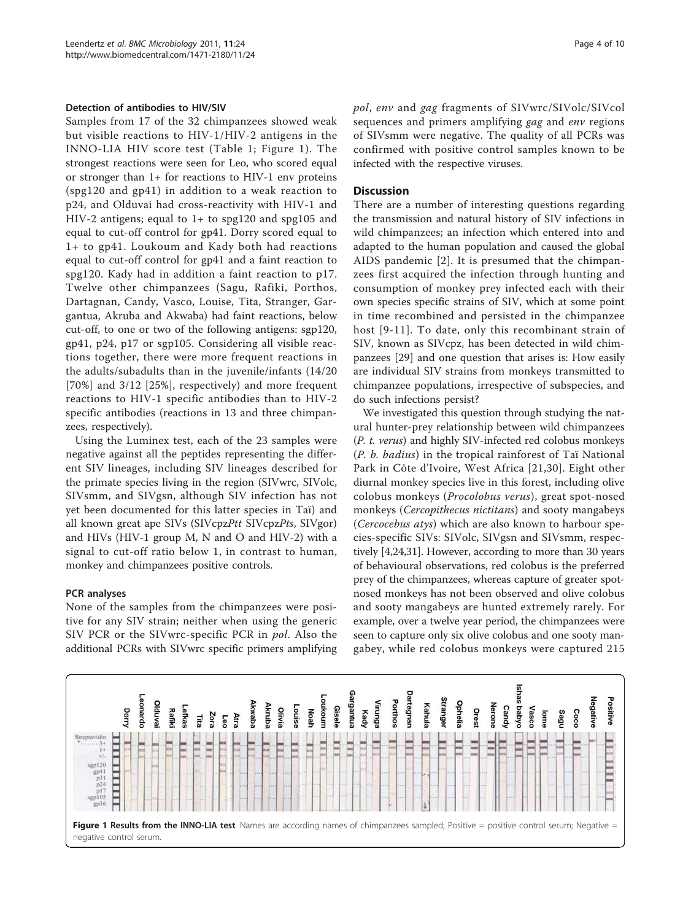### Detection of antibodies to HIV/SIV

Samples from 17 of the 32 chimpanzees showed weak but visible reactions to HIV-1/HIV-2 antigens in the INNO-LIA HIV score test (Table 1; Figure 1). The strongest reactions were seen for Leo, who scored equal or stronger than 1+ for reactions to HIV-1 env proteins (spg120 and gp41) in addition to a weak reaction to p24, and Olduvai had cross-reactivity with HIV-1 and HIV-2 antigens; equal to 1+ to spg120 and spg105 and equal to cut-off control for gp41. Dorry scored equal to 1+ to gp41. Loukoum and Kady both had reactions equal to cut-off control for gp41 and a faint reaction to spg120. Kady had in addition a faint reaction to p17. Twelve other chimpanzees (Sagu, Rafiki, Porthos, Dartagnan, Candy, Vasco, Louise, Tita, Stranger, Gargantua, Akruba and Akwaba) had faint reactions, below cut-off, to one or two of the following antigens: sgp120, gp41, p24, p17 or sgp105. Considering all visible reactions together, there were more frequent reactions in the adults/subadults than in the juvenile/infants (14/20 [70%] and 3/12 [25%], respectively) and more frequent reactions to HIV-1 specific antibodies than to HIV-2 specific antibodies (reactions in 13 and three chimpanzees, respectively).

Using the Luminex test, each of the 23 samples were negative against all the peptides representing the different SIV lineages, including SIV lineages described for the primate species living in the region (SIVwrc, SIVolc, SIVsmm, and SIVgsn, although SIV infection has not yet been documented for this latter species in Taï) and all known great ape SIVs (SIVcpz*Ptt* SIVcpz*Pts*, SIVgor) and HIVs (HIV-1 group M, N and O and HIV-2) with a signal to cut-off ratio below 1, in contrast to human, monkey and chimpanzees positive controls.

### PCR analyses

None of the samples from the chimpanzees were positive for any SIV strain; neither when using the generic SIV PCR or the SIVwrc-specific PCR in *pol*. Also the additional PCRs with SIVwrc specific primers amplifying *pol*, *env* and *gag* fragments of SIVwrc/SIVolc/SIVcol sequences and primers amplifying *gag* and *env* regions of SIVsmm were negative. The quality of all PCRs was confirmed with positive control samples known to be infected with the respective viruses.

## Discussion

There are a number of interesting questions regarding the transmission and natural history of SIV infections in wild chimpanzees; an infection which entered into and adapted to the human population and caused the global AIDS pandemic [2]. It is presumed that the chimpanzees first acquired the infection through hunting and consumption of monkey prey infected each with their own species specific strains of SIV, which at some point in time recombined and persisted in the chimpanzee host [9-11]. To date, only this recombinant strain of SIV, known as SIVcpz, has been detected in wild chimpanzees [29] and one question that arises is: How easily are individual SIV strains from monkeys transmitted to chimpanzee populations, irrespective of subspecies, and do such infections persist?

We investigated this question through studying the natural hunter-prey relationship between wild chimpanzees (*P. t. verus*) and highly SIV-infected red colobus monkeys (*P. b. badius*) in the tropical rainforest of Taï National Park in Côte d'Ivoire, West Africa [21,30]. Eight other diurnal monkey species live in this forest, including olive colobus monkeys (*Procolobus verus*), great spot-nosed monkeys (*Cercopithecus nictitans*) and sooty mangabeys (*Cercocebus atys*) which are also known to harbour species-specific SIVs: SIVolc, SIVgsn and SIVsmm, respectively [4,24,31]. However, according to more than 30 years of behavioural observations, red colobus is the preferred prey of the chimpanzees, whereas capture of greater spot-nosed monkeys has not been observed and olive colobus and sooty mangabeys are hunted extremely rarely. For example, over a twelve year period, the chimpanzees were seen to capture only six olive colobus and one sooty mangabey, while red colobus monkeys were captured 215

**Figure 1 Results from the INNO-LIA test**. Names are according names of chimpanzees sampled; Positive = positive control serum; Negative = negative control serum.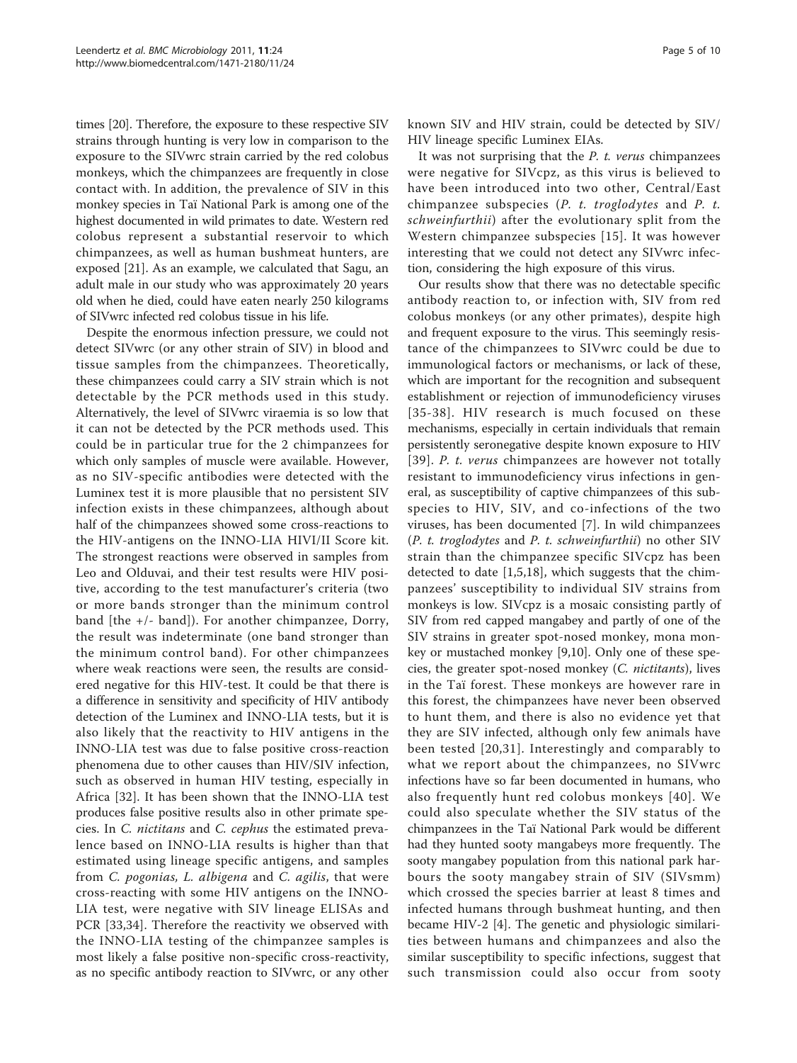times [20]. Therefore, the exposure to these respective SIV strains through hunting is very low in comparison to the exposure to the SIVwrc strain carried by the red colobus monkeys, which the chimpanzees are frequently in close contact with. In addition, the prevalence of SIV in this monkey species in Taï National Park is among one of the highest documented in wild primates to date. Western red colobus represent a substantial reservoir to which chimpanzees, as well as human bushmeat hunters, are exposed [21]. As an example, we calculated that Sagu, an adult male in our study who was approximately 20 years old when he died, could have eaten nearly 250 kilograms of SIVwrc infected red colobus tissue in his life.

Despite the enormous infection pressure, we could not detect SIVwrc (or any other strain of SIV) in blood and tissue samples from the chimpanzees. Theoretically, these chimpanzees could carry a SIV strain which is not detectable by the PCR methods used in this study. Alternatively, the level of SIVwrc viraemia is so low that it can not be detected by the PCR methods used. This could be in particular true for the 2 chimpanzees for which only samples of muscle were available. However, as no SIV-specific antibodies were detected with the Luminex test it is more plausible that no persistent SIV infection exists in these chimpanzees, although about half of the chimpanzees showed some cross-reactions to the HIV-antigens on the INNO-LIA HIVI/II Score kit. The strongest reactions were observed in samples from Leo and Olduvai, and their test results were HIV positive, according to the test manufacturer's criteria (two or more bands stronger than the minimum control band [the +/- band]). For another chimpanzee, Dorry, the result was indeterminate (one band stronger than the minimum control band). For other chimpanzees where weak reactions were seen, the results are considered negative for this HIV-test. It could be that there is a difference in sensitivity and specificity of HIV antibody detection of the Luminex and INNO-LIA tests, but it is also likely that the reactivity to HIV antigens in the INNO-LIA test was due to false positive cross-reaction phenomena due to other causes than HIV/SIV infection, such as observed in human HIV testing, especially in Africa [32]. It has been shown that the INNO-LIA test produces false positive results also in other primate species. In *C. nictitans* and *C. cephus* the estimated prevalence based on INNO-LIA results is higher than that estimated using lineage specific antigens, and samples from *C. pogonias, L. albigena* and *C. agilis*, that were cross-reacting with some HIV antigens on the INNO-LIA test, were negative with SIV lineage ELISAs and PCR [33,34]. Therefore the reactivity we observed with the INNO-LIA testing of the chimpanzee samples is most likely a false positive non-specific cross-reactivity, as no specific antibody reaction to SIVwrc, or any other known SIV and HIV strain, could be detected by SIV/HIV lineage specific Luminex EIAs.

It was not surprising that the *P. t. verus* chimpanzees were negative for SIVcpz, as this virus is believed to have been introduced into two other, Central/East chimpanzee subspecies (*P. t. troglodytes* and *P. t. schweinfurthii*) after the evolutionary split from the Western chimpanzee subspecies [15]. It was however interesting that we could not detect any SIVwrc infection, considering the high exposure of this virus.

Our results show that there was no detectable specific antibody reaction to, or infection with, SIV from red colobus monkeys (or any other primates), despite high and frequent exposure to the virus. This seemingly resistance of the chimpanzees to SIVwrc could be due to immunological factors or mechanisms, or lack of these, which are important for the recognition and subsequent establishment or rejection of immunodeficiency viruses [35-38]. HIV research is much focused on these mechanisms, especially in certain individuals that remain persistently seronegative despite known exposure to HIV [39]. *P. t. verus* chimpanzees are however not totally resistant to immunodeficiency virus infections in general, as susceptibility of captive chimpanzees of this subspecies to HIV, SIV, and co-infections of the two viruses, has been documented [7]. In wild chimpanzees (*P. t. troglodytes* and *P. t. schweinfurthii*) no other SIV strain than the chimpanzee specific SIVcpz has been detected to date [1,5,18], which suggests that the chimpanzees' susceptibility to individual SIV strains from monkeys is low. SIVcpz is a mosaic consisting partly of SIV from red capped mangabey and partly of one of the SIV strains in greater spot-nosed monkey, mona monkey or mustached monkey [9,10]. Only one of these species, the greater spot-nosed monkey (*C. nictitants*), lives in the Taï forest. These monkeys are however rare in this forest, the chimpanzees have never been observed to hunt them, and there is also no evidence yet that they are SIV infected, although only few animals have been tested [20,31]. Interestingly and comparably to what we report about the chimpanzees, no SIVwrc infections have so far been documented in humans, who also frequently hunt red colobus monkeys [40]. We could also speculate whether the SIV status of the chimpanzees in the Taï National Park would be different had they hunted sooty mangabeys more frequently. The sooty mangabey population from this national park harbours the sooty mangabey strain of SIV (SIVsmm) which crossed the species barrier at least 8 times and infected humans through bushmeat hunting, and then became HIV-2 [4]. The genetic and physiologic similarities between humans and chimpanzees and also the similar susceptibility to specific infections, suggest that such transmission could also occur from sooty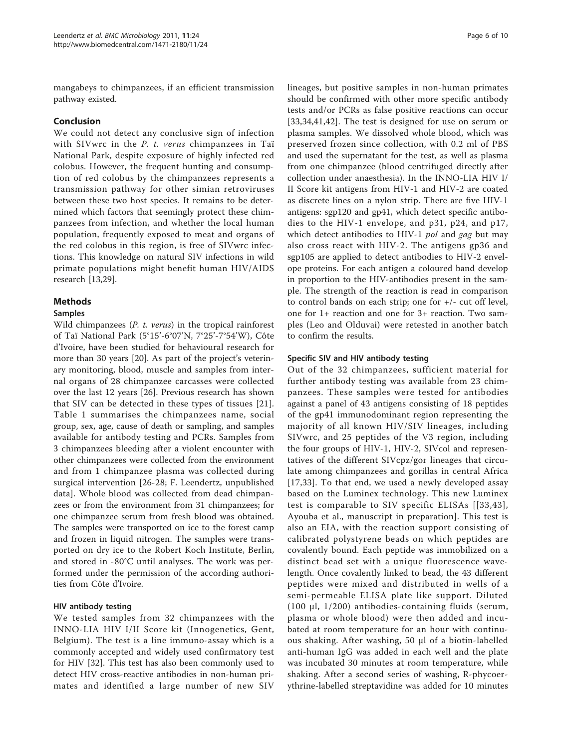mangabeys to chimpanzees, if an efficient transmission pathway existed.

## Conclusion

We could not detect any conclusive sign of infection with SIVwrc in the *P. t. verus* chimpanzees in Taï National Park, despite exposure of highly infected red colobus. However, the frequent hunting and consumption of red colobus by the chimpanzees represents a transmission pathway for other simian retroviruses between these two host species. It remains to be determined which factors that seemingly protect these chimpanzees from infection, and whether the local human population, frequently exposed to meat and organs of the red colobus in this region, is free of SIVwrc infections. This knowledge on natural SIV infections in wild primate populations might benefit human HIV/AIDS research [13,29].

## Methods

### Samples

Wild chimpanzees (*P. t. verus*) in the tropical rainforest of Taï National Park (5°15'-6°07'N, 7°25'-7°54'W), Côte d'Ivoire, have been studied for behavioural research for more than 30 years [20]. As part of the project's veterinary monitoring, blood, muscle and samples from internal organs of 28 chimpanzee carcasses were collected over the last 12 years [26]. Previous research has shown that SIV can be detected in these types of tissues [21]. Table 1 summarises the chimpanzees name, social group, sex, age, cause of death or sampling, and samples available for antibody testing and PCRs. Samples from 3 chimpanzees bleeding after a violent encounter with other chimpanzees were collected from the environment and from 1 chimpanzee plasma was collected during surgical intervention [26-28; F. Leendertz, unpublished data]. Whole blood was collected from dead chimpanzees or from the environment from 31 chimpanzees; for one chimpanzee serum from fresh blood was obtained. The samples were transported on ice to the forest camp and frozen in liquid nitrogen. The samples were transported on dry ice to the Robert Koch Institute, Berlin, and stored in -80°C until analyses. The work was performed under the permission of the according authorities from Côte d'Ivoire.

### HIV antibody testing

We tested samples from 32 chimpanzees with the INNO-LIA HIV I/II Score kit (Innogenetics, Gent, Belgium). The test is a line immuno-assay which is a commonly accepted and widely used confirmatory test for HIV [32]. This test has also been commonly used to detect HIV cross-reactive antibodies in non-human primates and identified a large number of new SIV lineages, but positive samples in non-human primates should be confirmed with other more specific antibody tests and/or PCRs as false positive reactions can occur [33,34,41,42]. The test is designed for use on serum or plasma samples. We dissolved whole blood, which was preserved frozen since collection, with 0.2 ml of PBS and used the supernatant for the test, as well as plasma from one chimpanzee (blood centrifuged directly after collection under anaesthesia). In the INNO-LIA HIV I/II Score kit antigens from HIV-1 and HIV-2 are coated as discrete lines on a nylon strip. There are five HIV-1 antigens: sgp120 and gp41, which detect specific antibodies to the HIV-1 envelope, and p31, p24, and p17, which detect antibodies to HIV-1 *pol* and *gag* but may also cross react with HIV-2. The antigens gp36 and sgp105 are applied to detect antibodies to HIV-2 envelope proteins. For each antigen a coloured band develop in proportion to the HIV-antibodies present in the sample. The strength of the reaction is read in comparison to control bands on each strip; one for +/- cut off level, one for 1+ reaction and one for 3+ reaction. Two samples (Leo and Olduvai) were retested in another batch to confirm the results.

### Specific SIV and HIV antibody testing

Out of the 32 chimpanzees, sufficient material for further antibody testing was available from 23 chimpanzees. These samples were tested for antibodies against a panel of 43 antigens consisting of 18 peptides of the gp41 immunodominant region representing the majority of all known HIV/SIV lineages, including SIVwrc, and 25 peptides of the V3 region, including the four groups of HIV-1, HIV-2, SIVcol and representatives of the different SIVcpz/gor lineages that circulate among chimpanzees and gorillas in central Africa [17,33]. To that end, we used a newly developed assay based on the Luminex technology. This new Luminex test is comparable to SIV specific ELISAs [[33,43], Ayouba et al., manuscript in preparation]. This test is also an EIA, with the reaction support consisting of calibrated polystyrene beads on which peptides are covalently bound. Each peptide was immobilized on a distinct bead set with a unique fluorescence wavelength. Once covalently linked to bead, the 43 different peptides were mixed and distributed in wells of a semi-permeable ELISA plate like support. Diluted (100 μl, 1/200) antibodies-containing fluids (serum, plasma or whole blood) were then added and incubated at room temperature for an hour with continuous shaking. After washing, 50 μl of a biotin-labelled anti-human IgG was added in each well and the plate was incubated 30 minutes at room temperature, while shaking. After a second series of washing, R-phycoerythrine-labelled streptavidine was added for 10 minutes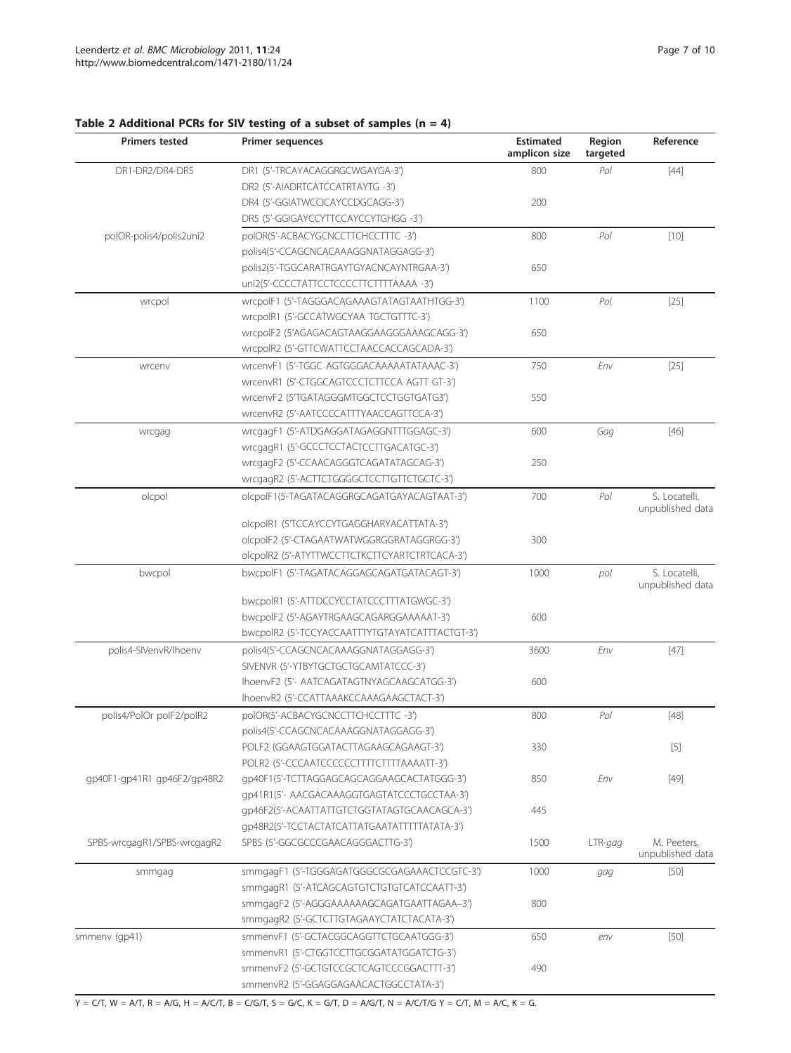**Table 2 Additional PCRs for SIV testing of a subset of samples (n = 4)**

| Primers tested | Primer sequences | Estimated amplicon size | Region targeted | Reference |
|---|---|---|---|---|
| DR1-DR2/DR4-DR5 | DR1 (5'-TRCAYACAGGRGCWGAYGA-3') | 800 | *Pol* | [44] |
| | DR2 (5'-AIADRTCATCCATRTAYTG -3') | | | |
| | DR4 (5'-GGIATWCCICAYCCDGCAGG-3') | 200 | | |
| | DR5 (5'-GGIGAYCCYTTCCAYCCYTGHGG -3') | | | |
| polOR-polis4/polis2uni2 | polOR(5'-ACBCAYGCNCCTTCHCCTTTC -3') | 800 | *Pol* | [10] |
| | polis4(5'-CCAGCNCACAAAGGNATAGGAGG-3') | | | |
| | polis2(5'-TGGCARATRGAYTGYACNCAYNTRGAA-3') | 650 | | |
| | uni2(5'-CCCCTATTCCTCCCCTTCTTTTAAAA -3') | | | |
| wrcpol | wrcpolF1 (5'-TAGGGACAGAAAGTATAGTAATHTGG-3') | 1100 | *Pol* | [25] |
| | wrcpolR1 (5'-GCCATWGCYAA TGCTGTTTC-3') | | | |
| | wrcpolF2 (5'AGAGACAGTAAGGAAGGGAAAGCAGG-3') | 650 | | |
| | wrcpolR2 (5'-GTTCWATTCCTAACCACCAGCADA-3') | | | |
| wrcenv | wrcenvF1 (5'-TGGC AGTGGGACAAAAATATAAAC-3') | 750 | *Env* | [25] |
| | wrcenvR1 (5'-CTGGCAGTCCCTCTTCCA AGTT GT-3') | | | |
| | wrcenvF2 (5'TGATAGGGMTGGCTCCTGGTGATG3') | 550 | | |
| | wrcenvR2 (5'-AATCCCCATTTYAACCAGTTCCA-3') | | | |
| wrcgag | wrcgagF1 (5'-ATDGAGGATAGAGGNTTTGGAGC-3') | 600 | *Gag* | [46] |
| | wrcgagR1 (5'-GCCCTCCTACTCCTTGACATGC-3') | | | |
| | wrcgagF2 (5'-CCAACAGGGTCAGATATAGCAG-3') | 250 | | |
| | wrcgagR2 (5'-ACTTCTGGGGCTCCTTGTTCTGCTC-3') | | | |
| olcpol | olcpolF1(5-TAGATACAGGRGCAGATGAYACAGTAAT-3') | 700 | *Pol* | S. Locatelli, unpublished data |
| | olcpolR1 (5'TCCAYCCYTGAGGHARYACATTATA-3') | | | |
| | olcpolF2 (5'-CTAGAATWATWGGRGGRATAGGRGG-3') | 300 | | |
| | olcpolR2 (5'-ATYTTWCCTTCTKCTTCYARTCTRTCACA-3') | | | |
| bwcpol | bwcpolF1 (5'-TAGATACAGGAGCAGATGATACAGT-3') | 1000 | *pol* | S. Locatelli, unpublished data |
| | bwcpolR1 (5'-ATTDCCYCCTATCCCTTTATGWGC-3') | | | |
| | bwcpolF2 (5'-AGAYTRGAAGCAGARGGAAAAAT-3') | 600 | | |
| | bwcpolR2 (5'-TCCYACCAATTTYTGTAYATCATTTACTGT-3') | | | |
| polis4-SIVenvR/lhoenv | polis4(5'-CCAGCNCACAAAGGNATAGGAGG-3') | 3600 | *Env* | [47] |
| | SIVENVR (5'-YTBYTGCTGCTGCAMTATCCC-3') | | | |
| | lhoenvF2 (5'- AATCAGATAGTNYAGCAAGCATGG-3') | 600 | | |
| | lhoenvR2 (5'-CCATTAAAKCCAAAGAAGCTACT-3') | | | |
| polis4/PolOr polF2/polR2 | polOR(5'-ACBCAYGCNCCTTCHCCTTTC -3') | 800 | *Pol* | [48] |
| | polis4(5'-CCAGCNCACAAAGGNATAGGAGG-3') | | | |
| | POLF2 (GGAAGTGGATACTTAGAAGCAGAAGT-3') | 330 | | [5] |
| | POLR2 (5'-CCCAATCCCCCCTTTTCTTTTAAAATT-3') | | | |
| gp40F1-gp41R1 gp46F2/gp48R2 | gp40F1(5'-TCTTAGGAGCAGCAGGAAGCACTATGGG-3') | 850 | *Env* | [49] |
| | gp41R1(5'- AACGACAAAGGTGAGTATCCCTGCCTAA-3') | | | |
| | gp46F2(5'-ACAATTATTGTCTGGTATAGTGCAACAGCA-3') | 445 | | |
| | gp48R2(5'-TCCTACTATCATTATGAATATTTTTATATA-3') | | | |
| SPBS-wrcgagR1/SPBS-wrcgagR2 | SPBS (5'-GGCGCCCGAACAGGGACTTG-3') | 1500 | LTR-*gag* | M. Peeters, unpublished data |
| smmgag | smmgagF1 (5'-TGGGAGATGGGCGCGAGAAACTCCGTC-3') | 1000 | *gag* | [50] |
| | smmgagR1 (5'-ATCAGCAGTGTCTGTGTCATCCAATT-3') | | | |
| | smmgagF2 (5'-AGGGAAAAAAGCAGATGAATTAGAA–3') | 800 | | |
| | smmgagR2 (5'-GCTCTTGTAGAAYCTATCTACATA-3') | | | |
| smmenv (gp41) | smmenvF1 (5'-GCTACGGCAGGTTCTGCAATGGG-3') | 650 | *env* | [50] |
| | smmenvR1 (5'-CTGGTCCTTGCGGATATGGATCTG-3') | | | |
| | smmenvF2 (5'-GCTGTCCGCTCAGTCCCGGACTTT-3') | 490 | | |
| | smmenvR2 (5'-GGAGGAGAACACTGGCCTATA-3') | | | |

Y = C/T, W = A/T, R = A/G, H = A/C/T, B = C/G/T, S = G/C, K = G/T, D = A/G/T, N = A/C/T/G Y = C/T, M = A/C, K = G.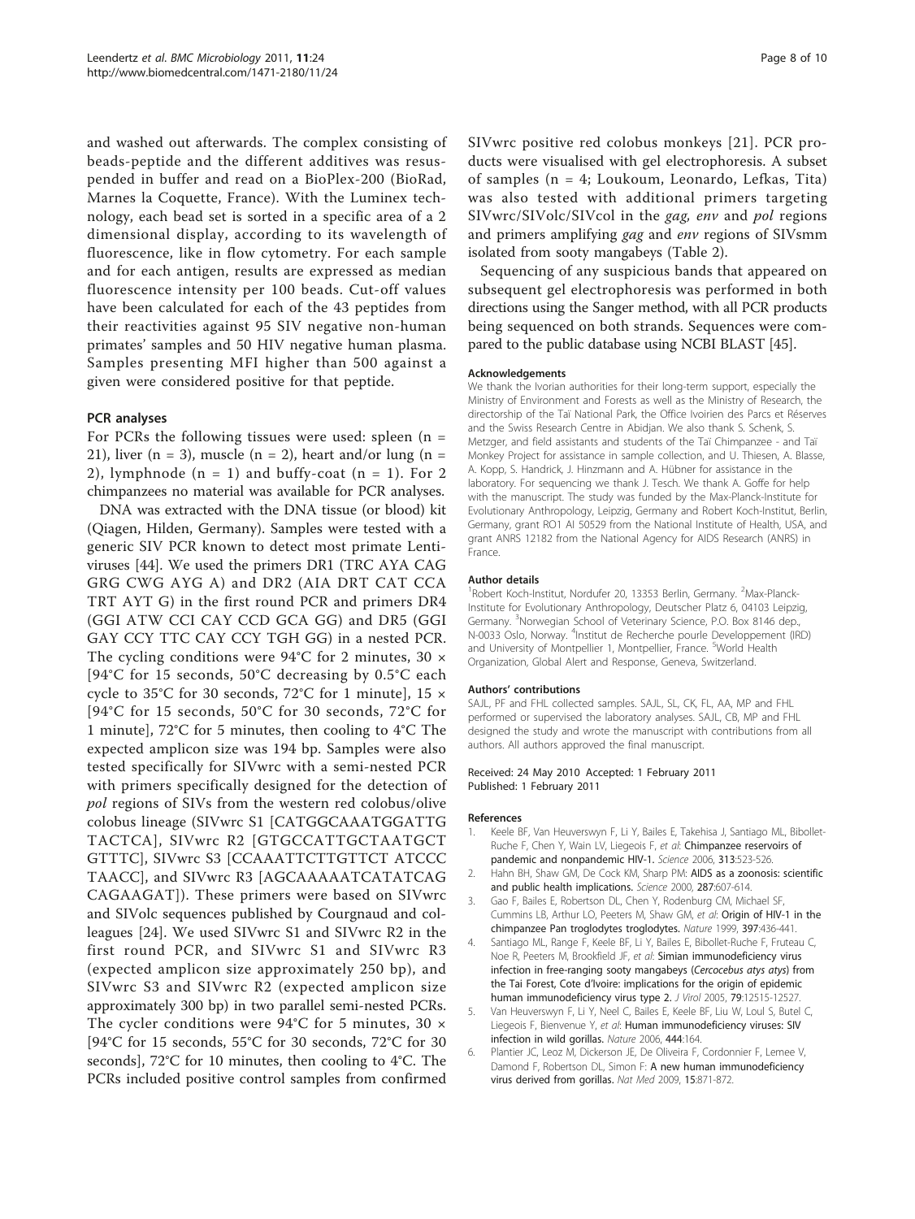and washed out afterwards. The complex consisting of beads-peptide and the different additives was resuspended in buffer and read on a BioPlex-200 (BioRad, Marnes la Coquette, France). With the Luminex technology, each bead set is sorted in a specific area of a 2 dimensional display, according to its wavelength of fluorescence, like in flow cytometry. For each sample and for each antigen, results are expressed as median fluorescence intensity per 100 beads. Cut-off values have been calculated for each of the 43 peptides from their reactivities against 95 SIV negative non-human primates' samples and 50 HIV negative human plasma. Samples presenting MFI higher than 500 against a given were considered positive for that peptide.

### PCR analyses

For PCRs the following tissues were used: spleen (n = 21), liver (n = 3), muscle (n = 2), heart and/or lung (n = 2), lymphnode (n = 1) and buffy-coat (n = 1). For 2 chimpanzees no material was available for PCR analyses.

DNA was extracted with the DNA tissue (or blood) kit (Qiagen, Hilden, Germany). Samples were tested with a generic SIV PCR known to detect most primate Lentiviruses [44]. We used the primers DR1 (TRC AYA CAG GRG CWG AYG A) and DR2 (AIA DRT CAT CCA TRT AYT G) in the first round PCR and primers DR4 (GGI ATW CCI CAY CCD GCA GG) and DR5 (GGI GAY CCY TTC CAY CCY TGH GG) in a nested PCR. The cycling conditions were 94°C for 2 minutes, 30 × [94°C for 15 seconds, 50°C decreasing by 0.5°C each cycle to 35°C for 30 seconds, 72°C for 1 minute], 15 × [94°C for 15 seconds, 50°C for 30 seconds, 72°C for 1 minute], 72°C for 5 minutes, then cooling to 4°C The expected amplicon size was 194 bp. Samples were also tested specifically for SIVwrc with a semi-nested PCR with primers specifically designed for the detection of *pol* regions of SIVs from the western red colobus/olive colobus lineage (SIVwrc S1 [CATGGCAAATGGATTG TACTCA], SIVwrc R2 [GTGCCATTGCTAATGCT GTTTC], SIVwrc S3 [CCAAATTCTTGTTCT ATCCC TAACC], and SIVwrc R3 [AGCAAAAATCATATCAG CAGAAGAT]). These primers were based on SIVwrc and SIVolc sequences published by Courgnaud and colleagues [24]. We used SIVwrc S1 and SIVwrc R2 in the first round PCR, and SIVwrc S1 and SIVwrc R3 (expected amplicon size approximately 250 bp), and SIVwrc S3 and SIVwrc R2 (expected amplicon size approximately 300 bp) in two parallel semi-nested PCRs. The cycler conditions were 94°C for 5 minutes, 30 × [94°C for 15 seconds, 55°C for 30 seconds, 72°C for 30 seconds], 72°C for 10 minutes, then cooling to 4°C. The PCRs included positive control samples from confirmed SIVwrc positive red colobus monkeys [21]. PCR products were visualised with gel electrophoresis. A subset of samples (n = 4; Loukoum, Leonardo, Lefkas, Tita) was also tested with additional primers targeting SIVwrc/SIVolc/SIVcol in the *gag*, *env* and *pol* regions and primers amplifying *gag* and *env* regions of SIVsmm isolated from sooty mangabeys (Table 2).

Sequencing of any suspicious bands that appeared on subsequent gel electrophoresis was performed in both directions using the Sanger method, with all PCR products being sequenced on both strands. Sequences were compared to the public database using NCBI BLAST [45].

#### Acknowledgements

We thank the Ivorian authorities for their long-term support, especially the Ministry of Environment and Forests as well as the Ministry of Research, the directorship of the Taï National Park, the Office Ivoirien des Parcs et Réserves and the Swiss Research Centre in Abidjan. We also thank S. Schenk, S. Metzger, and field assistants and students of the Taï Chimpanzee - and Taï Monkey Project for assistance in sample collection, and U. Thiesen, A. Blasse, A. Kopp, S. Handrick, J. Hinzmann and A. Hübner for assistance in the laboratory. For sequencing we thank J. Tesch. We thank A. Goffe for help with the manuscript. The study was funded by the Max-Planck-Institute for Evolutionary Anthropology, Leipzig, Germany and Robert Koch-Institut, Berlin, Germany, grant RO1 AI 50529 from the National Institute of Health, USA, and grant ANRS 12182 from the National Agency for AIDS Research (ANRS) in France.

#### Author details

[1]Robert Koch-Institut, Nordufer 20, 13353 Berlin, Germany. [2]Max-Planck-Institute for Evolutionary Anthropology, Deutscher Platz 6, 04103 Leipzig, Germany. [3]Norwegian School of Veterinary Science, P.O. Box 8146 dep., N-0033 Oslo, Norway. [4]Institut de Recherche pourle Developpement (IRD) and University of Montpellier 1, Montpellier, France. [5]World Health Organization, Global Alert and Response, Geneva, Switzerland.

#### Authors' contributions

SAJL, PF and FHL collected samples. SAJL, SL, CK, FL, AA, MP and FHL performed or supervised the laboratory analyses. SAJL, CB, MP and FHL designed the study and wrote the manuscript with contributions from all authors. All authors approved the final manuscript.

Received: 24 May 2010 Accepted: 1 February 2011
Published: 1 February 2011

#### References

1. Keele BF, Van Heuverswyn F, Li Y, Bailes E, Takehisa J, Santiago ML, Bibollet-Ruche F, Chen Y, Wain LV, Liegeois F, *et al*: **Chimpanzee reservoirs of pandemic and nonpandemic HIV-1.** *Science* 2006, **313**:523-526.
2. Hahn BH, Shaw GM, De Cock KM, Sharp PM: **AIDS as a zoonosis: scientific and public health implications.** *Science* 2000, **287**:607-614.
3. Gao F, Bailes E, Robertson DL, Chen Y, Rodenburg CM, Michael SF, Cummins LB, Arthur LO, Peeters M, Shaw GM, *et al*: **Origin of HIV-1 in the chimpanzee Pan troglodytes troglodytes.** *Nature* 1999, **397**:436-441.
4. Santiago ML, Range F, Keele BF, Li Y, Bailes E, Bibollet-Ruche F, Fruteau C, Noe R, Peeters M, Brookfield JF, *et al*: **Simian immunodeficiency virus infection in free-ranging sooty mangabeys (*Cercocebus atys atys*) from the Tai Forest, Cote d'Ivoire: implications for the origin of epidemic human immunodeficiency virus type 2.** *J Virol* 2005, **79**:12515-12527.
5. Van Heuverswyn F, Li Y, Neel C, Bailes E, Keele BF, Liu W, Loul S, Butel C, Liegeois F, Bienvenue Y, *et al*: **Human immunodeficiency viruses: SIV infection in wild gorillas.** *Nature* 2006, **444**:164.
6. Plantier JC, Leoz M, Dickerson JE, De Oliveira F, Cordonnier F, Lemee V, Damond F, Robertson DL, Simon F: **A new human immunodeficiency virus derived from gorillas.** *Nat Med* 2009, **15**:871-872.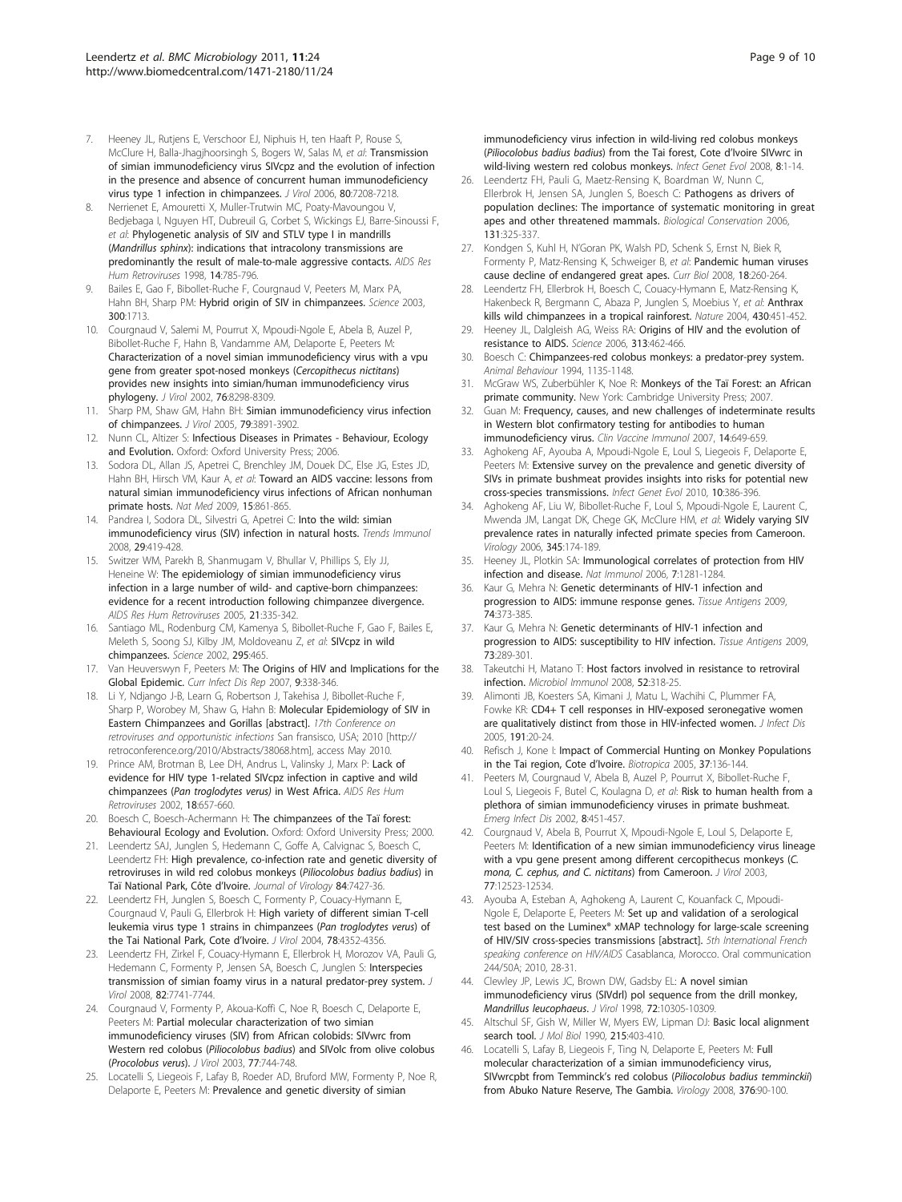7. Heeney JL, Rutjens E, Verschoor EJ, Niphuis H, ten Haaft P, Rouse S, McClure H, Balla-Jhagjhoorsingh S, Bogers W, Salas M, *et al*: **Transmission of simian immunodeficiency virus SIVcpz and the evolution of infection in the presence and absence of concurrent human immunodeficiency virus type 1 infection in chimpanzees.** *J Virol* 2006, **80**:7208-7218.
8. Nerrienet E, Amouretti X, Muller-Trutwin MC, Poaty-Mavoungou V, Bedjebaga I, Nguyen HT, Dubreuil G, Corbet S, Wickings EJ, Barre-Sinoussi F, *et al*: **Phylogenetic analysis of SIV and STLV type I in mandrills (*Mandrillus sphinx*): indications that intracolony transmissions are predominantly the result of male-to-male aggressive contacts.** *AIDS Res Hum Retroviruses* 1998, **14**:785-796.
9. Bailes E, Gao F, Bibollet-Ruche F, Courgnaud V, Peeters M, Marx PA, Hahn BH, Sharp PM: **Hybrid origin of SIV in chimpanzees.** *Science* 2003, **300**:1713.
10. Courgnaud V, Salemi M, Pourrut X, Mpoudi-Ngole E, Abela B, Auzel P, Bibollet-Ruche F, Hahn B, Vandamme AM, Delaporte E, Peeters M: **Characterization of a novel simian immunodeficiency virus with a vpu gene from greater spot-nosed monkeys (*Cercopithecus nictitans*) provides new insights into simian/human immunodeficiency virus phylogeny.** *J Virol* 2002, **76**:8298-8309.
11. Sharp PM, Shaw GM, Hahn BH: **Simian immunodeficiency virus infection of chimpanzees.** *J Virol* 2005, **79**:3891-3902.
12. Nunn CL, Altizer S: **Infectious Diseases in Primates - Behaviour, Ecology and Evolution.** Oxford: Oxford University Press; 2006.
13. Sodora DL, Allan JS, Apetrei C, Brenchley JM, Douek DC, Else JG, Estes JD, Hahn BH, Hirsch VM, Kaur A, *et al*: **Toward an AIDS vaccine: lessons from natural simian immunodeficiency virus infections of African nonhuman primate hosts.** *Nat Med* 2009, **15**:861-865.
14. Pandrea I, Sodora DL, Silvestri G, Apetrei C: **Into the wild: simian immunodeficiency virus (SIV) infection in natural hosts.** *Trends Immunol* 2008, **29**:419-428.
15. Switzer WM, Parekh B, Shanmugam V, Bhullar V, Phillips S, Ely JJ, Heneine W: **The epidemiology of simian immunodeficiency virus infection in a large number of wild- and captive-born chimpanzees: evidence for a recent introduction following chimpanzee divergence.** *AIDS Res Hum Retroviruses* 2005, **21**:335-342.
16. Santiago ML, Rodenburg CM, Kamenya S, Bibollet-Ruche F, Gao F, Bailes E, Meleth S, Soong SJ, Kilby JM, Moldoveanu Z, *et al*: **SIVcpz in wild chimpanzees.** *Science* 2002, **295**:465.
17. Van Heuverswyn F, Peeters M: **The Origins of HIV and Implications for the Global Epidemic.** *Curr Infect Dis Rep* 2007, **9**:338-346.
18. Li Y, Ndjango J-B, Learn G, Robertson J, Takehisa J, Bibollet-Ruche F, Sharp P, Worobey M, Shaw G, Hahn B: **Molecular Epidemiology of SIV in Eastern Chimpanzees and Gorillas [abstract].** *17th Conference on retroviruses and opportunistic infections* San fransisco, USA; 2010 [http://retroconference.org/2010/Abstracts/38068.htm], access May 2010.
19. Prince AM, Brotman B, Lee DH, Andrus L, Valinsky J, Marx P: **Lack of evidence for HIV type 1-related SIVcpz infection in captive and wild chimpanzees (*Pan troglodytes verus*) in West Africa.** *AIDS Res Hum Retroviruses* 2002, **18**:657-660.
20. Boesch C, Boesch-Achermann H: **The chimpanzees of the Taï forest: Behavioural Ecology and Evolution.** Oxford: Oxford University Press; 2000.
21. Leendertz SAJ, Junglen S, Hedemann C, Goffe A, Calvignac S, Boesch C, Leendertz FH: **High prevalence, co-infection rate and genetic diversity of retroviruses in wild red colobus monkeys (*Piliocolobus badius badius*) in Taï National Park, Côte d'Ivoire.** *Journal of Virology* **84**:7427-36.
22. Leendertz FH, Junglen S, Boesch C, Formenty P, Couacy-Hymann E, Courgnaud V, Pauli G, Ellerbrok H: **High variety of different simian T-cell leukemia virus type 1 strains in chimpanzees (*Pan troglodytes verus*) of the Tai National Park, Cote d'Ivoire.** *J Virol* 2004, **78**:4352-4356.
23. Leendertz FH, Zirkel F, Couacy-Hymann E, Ellerbrok H, Morozov VA, Pauli G, Hedemann C, Formenty P, Jensen SA, Boesch C, Junglen S: **Interspecies transmission of simian foamy virus in a natural predator-prey system.** *J Virol* 2008, **82**:7741-7744.
24. Courgnaud V, Formenty P, Akoua-Koffi C, Noe R, Boesch C, Delaporte E, Peeters M: **Partial molecular characterization of two simian immunodeficiency viruses (SIV) from African colobids: SIVwrc from Western red colobus (*Piliocolobus badius*) and SIVolc from olive colobus (*Procolobus verus*).** *J Virol* 2003, **77**:744-748.
25. Locatelli S, Liegeois F, Lafay B, Roeder AD, Bruford MW, Formenty P, Noe R, Delaporte E, Peeters M: **Prevalence and genetic diversity of simian immunodeficiency virus infection in wild-living red colobus monkeys (*Piliocolobus badius badius*) from the Tai forest, Cote d'Ivoire SIVwrc in wild-living western red colobus monkeys.** *Infect Genet Evol* 2008, **8**:1-14.
26. Leendertz FH, Pauli G, Maetz-Rensing K, Boardman W, Nunn C, Ellerbrok H, Jensen SA, Junglen S, Boesch C: **Pathogens as drivers of population declines: The importance of systematic monitoring in great apes and other threatened mammals.** *Biological Conservation* 2006, **131**:325-337.
27. Kondgen S, Kuhl H, N'Goran PK, Walsh PD, Schenk S, Ernst N, Biek R, Formenty P, Matz-Rensing K, Schweiger B, *et al*: **Pandemic human viruses cause decline of endangered great apes.** *Curr Biol* 2008, **18**:260-264.
28. Leendertz FH, Ellerbrok H, Boesch C, Couacy-Hymann E, Matz-Rensing K, Hakenbeck R, Bergmann C, Abaza P, Junglen S, Moebius Y, *et al*: **Anthrax kills wild chimpanzees in a tropical rainforest.** *Nature* 2004, **430**:451-452.
29. Heeney JL, Dalgleish AG, Weiss RA: **Origins of HIV and the evolution of resistance to AIDS.** *Science* 2006, **313**:462-466.
30. Boesch C: **Chimpanzees-red colobus monkeys: a predator-prey system.** *Animal Behaviour* 1994, 1135-1148.
31. McGraw WS, Zuberbühler K, Noe R: **Monkeys of the Taï Forest: an African primate community.** New York: Cambridge University Press; 2007.
32. Guan M: **Frequency, causes, and new challenges of indeterminate results in Western blot confirmatory testing for antibodies to human immunodeficiency virus.** *Clin Vaccine Immunol* 2007, **14**:649-659.
33. Aghokeng AF, Ayouba A, Mpoudi-Ngole E, Loul S, Liegeois F, Delaporte E, Peeters M: **Extensive survey on the prevalence and genetic diversity of SIVs in primate bushmeat provides insights into risks for potential new cross-species transmissions.** *Infect Genet Evol* 2010, **10**:386-396.
34. Aghokeng AF, Liu W, Bibollet-Ruche F, Loul S, Mpoudi-Ngole E, Laurent C, Mwenda JM, Langat DK, Chege GK, McClure HM, *et al*: **Widely varying SIV prevalence rates in naturally infected primate species from Cameroon.** *Virology* 2006, **345**:174-189.
35. Heeney JL, Plotkin SA: **Immunological correlates of protection from HIV infection and disease.** *Nat Immunol* 2006, **7**:1281-1284.
36. Kaur G, Mehra N: **Genetic determinants of HIV-1 infection and progression to AIDS: immune response genes.** *Tissue Antigens* 2009, **74**:373-385.
37. Kaur G, Mehra N: **Genetic determinants of HIV-1 infection and progression to AIDS: susceptibility to HIV infection.** *Tissue Antigens* 2009, **73**:289-301.
38. Takeutchi H, Matano T: **Host factors involved in resistance to retroviral infection.** *Microbiol Immunol* 2008, **52**:318-25.
39. Alimonti JB, Koesters SA, Kimani J, Matu L, Wachihi C, Plummer FA, Fowke KR: **CD4+ T cell responses in HIV-exposed seronegative women are qualitatively distinct from those in HIV-infected women.** *J Infect Dis* 2005, **191**:20-24.
40. Refisch J, Kone I: **Impact of Commercial Hunting on Monkey Populations in the Tai region, Cote d'Ivoire.** *Biotropica* 2005, **37**:136-144.
41. Peeters M, Courgnaud V, Abela B, Auzel P, Pourrut X, Bibollet-Ruche F, Loul S, Liegeois F, Butel C, Koulagna D, *et al*: **Risk to human health from a plethora of simian immunodeficiency viruses in primate bushmeat.** *Emerg Infect Dis* 2002, **8**:451-457.
42. Courgnaud V, Abela B, Pourrut X, Mpoudi-Ngole E, Loul S, Delaporte E, Peeters M: **Identification of a new simian immunodeficiency virus lineage with a vpu gene present among different cercopithecus monkeys (*C. mona, C. cephus, and C. nictitans*) from Cameroon.** *J Virol* 2003, **77**:12523-12534.
43. Ayouba A, Esteban A, Aghokeng A, Laurent C, Kouanfack C, Mpoudi-Ngole E, Delaporte E, Peeters M: **Set up and validation of a serological test based on the Luminex® xMAP technology for large-scale screening of HIV/SIV cross-species transmissions [abstract].** *5th International French speaking conference on HIV/AIDS* Casablanca, Morocco. Oral communication 244/50A; 2010, 28-31.
44. Clewley JP, Lewis JC, Brown DW, Gadsby EL: **A novel simian immunodeficiency virus (SIVdrl) pol sequence from the drill monkey, *Mandrillus leucophaeus*.** *J Virol* 1998, **72**:10305-10309.
45. Altschul SF, Gish W, Miller W, Myers EW, Lipman DJ: **Basic local alignment search tool.** *J Mol Biol* 1990, **215**:403-410.
46. Locatelli S, Lafay B, Liegeois F, Ting N, Delaporte E, Peeters M: **Full molecular characterization of a simian immunodeficiency virus, SIVwrcpbt from Temminck's red colobus (*Piliocolobus badius temminckii*) from Abuko Nature Reserve, The Gambia.** *Virology* 2008, **376**:90-100.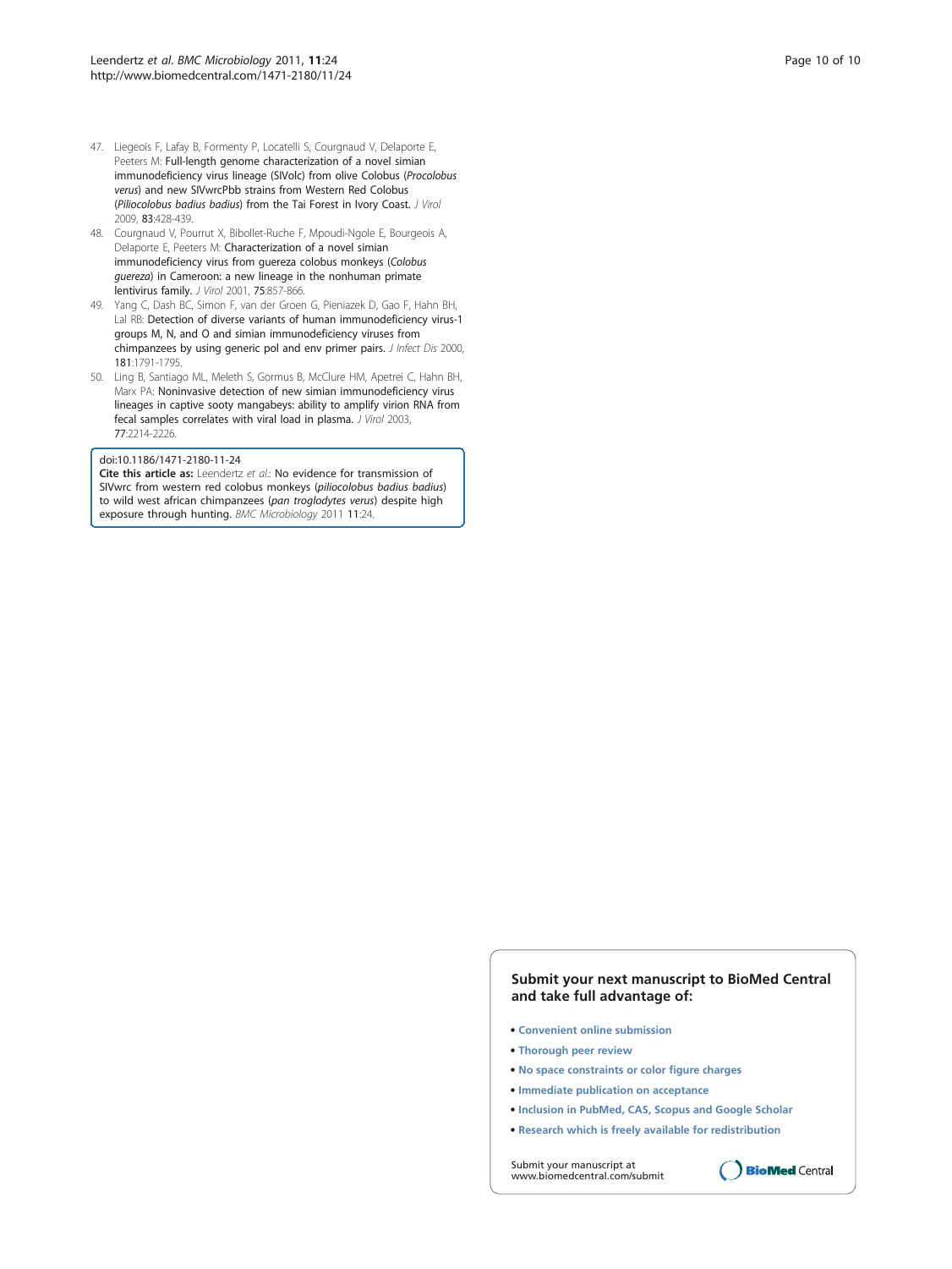47. Liegeois F, Lafay B, Formenty P, Locatelli S, Courgnaud V, Delaporte E, Peeters M: **Full-length genome characterization of a novel simian immunodeficiency virus lineage (SIVolc) from olive Colobus (*Procolobus verus*) and new SIVwrcPbb strains from Western Red Colobus (*Piliocolobus badius badius*) from the Tai Forest in Ivory Coast.** *J Virol* 2009, **83**:428-439.
48. Courgnaud V, Pourrut X, Bibollet-Ruche F, Mpoudi-Ngole E, Bourgeois A, Delaporte E, Peeters M: **Characterization of a novel simian immunodeficiency virus from guereza colobus monkeys (*Colobus guereza*) in Cameroon: a new lineage in the nonhuman primate lentivirus family.** *J Virol* 2001, **75**:857-866.
49. Yang C, Dash BC, Simon F, van der Groen G, Pieniazek D, Gao F, Hahn BH, Lal RB: **Detection of diverse variants of human immunodeficiency virus-1 groups M, N, and O and simian immunodeficiency viruses from chimpanzees by using generic pol and env primer pairs.** *J Infect Dis* 2000, **181**:1791-1795.
50. Ling B, Santiago ML, Meleth S, Gormus B, McClure HM, Apetrei C, Hahn BH, Marx PA: **Noninvasive detection of new simian immunodeficiency virus lineages in captive sooty mangabeys: ability to amplify virion RNA from fecal samples correlates with viral load in plasma.** *J Virol* 2003, **77**:2214-2226.

doi:10.1186/1471-2180-11-24

**Cite this article as:** Leendertz *et al.*: No evidence for transmission of SIVwrc from western red colobus monkeys (*piliocolobus badius badius*) to wild west african chimpanzees (*pan troglodytes verus*) despite high exposure through hunting. *BMC Microbiology* 2011 **11**:24.

**Submit your next manuscript to BioMed Central and take full advantage of:**

- Convenient online submission
- Thorough peer review
- No space constraints or color figure charges
- Immediate publication on acceptance
- Inclusion in PubMed, CAS, Scopus and Google Scholar
- Research which is freely available for redistribution

Submit your manuscript at www.biomedcentral.com/submit

BioMed Central